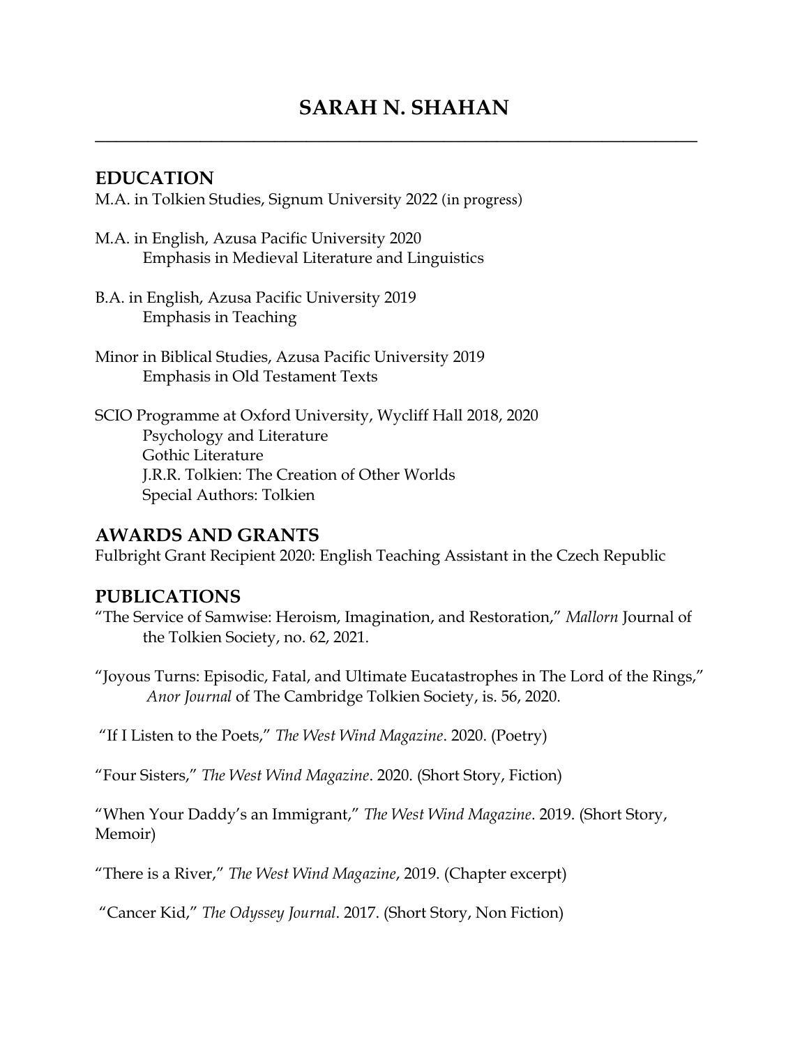# SARAH N. SHAHAN

## EDUCATION

M.A. in Tolkien Studies, Signum University 2022 (in progress)

M.A. in English, Azusa Pacific University 2020
Emphasis in Medieval Literature and Linguistics

B.A. in English, Azusa Pacific University 2019
Emphasis in Teaching

Minor in Biblical Studies, Azusa Pacific University 2019
Emphasis in Old Testament Texts

SCIO Programme at Oxford University, Wycliff Hall 2018, 2020
Psychology and Literature
Gothic Literature
J.R.R. Tolkien: The Creation of Other Worlds
Special Authors: Tolkien

## AWARDS AND GRANTS

Fulbright Grant Recipient 2020: English Teaching Assistant in the Czech Republic

## PUBLICATIONS

"The Service of Samwise: Heroism, Imagination, and Restoration," *Mallorn* Journal of the Tolkien Society, no. 62, 2021.

"Joyous Turns: Episodic, Fatal, and Ultimate Eucatastrophes in The Lord of the Rings," *Anor Journal* of The Cambridge Tolkien Society, is. 56, 2020.

"If I Listen to the Poets," *The West Wind Magazine*. 2020. (Poetry)

"Four Sisters," *The West Wind Magazine*. 2020. (Short Story, Fiction)

"When Your Daddy's an Immigrant," *The West Wind Magazine*. 2019. (Short Story, Memoir)

"There is a River," *The West Wind Magazine*, 2019. (Chapter excerpt)

"Cancer Kid," *The Odyssey Journal*. 2017. (Short Story, Non Fiction)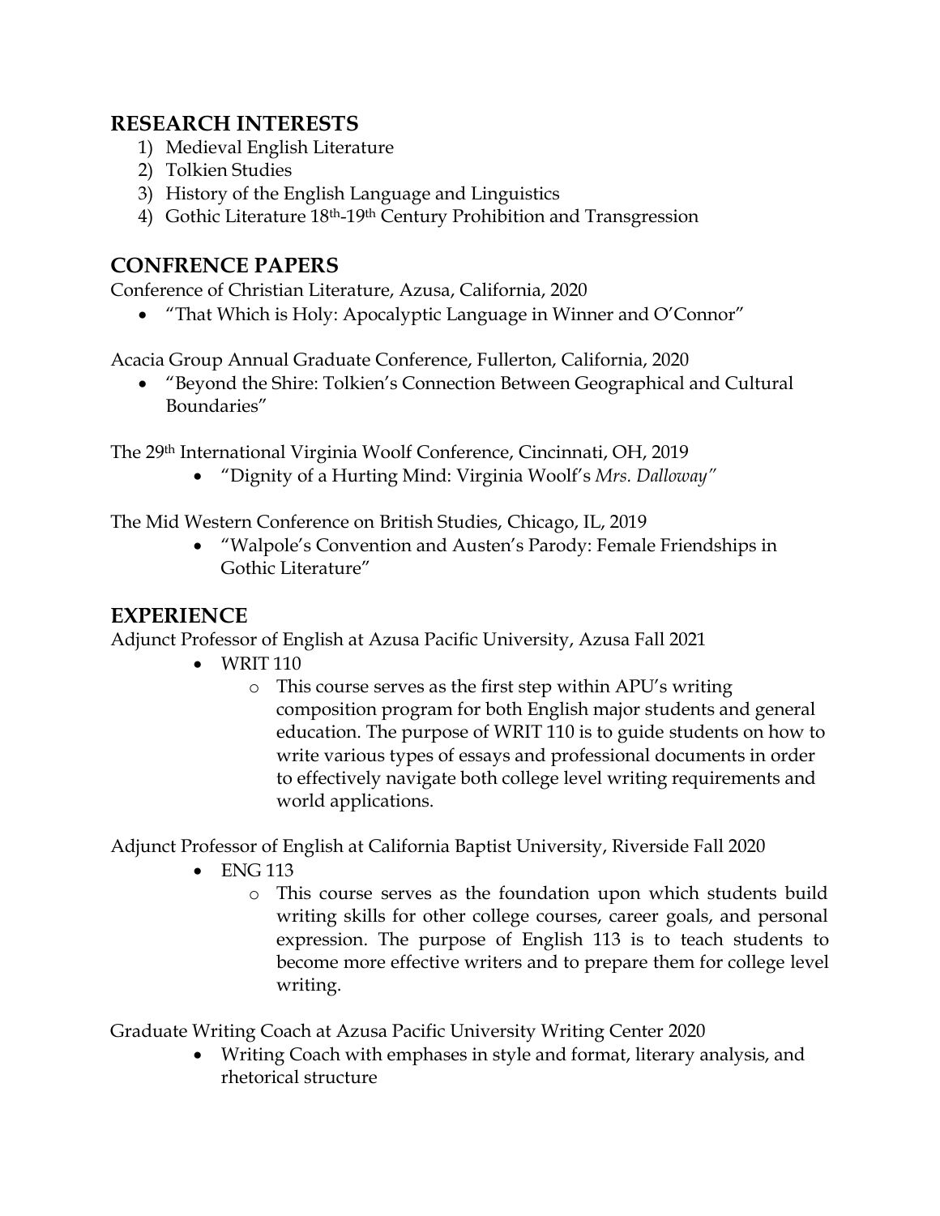## RESEARCH INTERESTS

1) Medieval English Literature
2) Tolkien Studies
3) History of the English Language and Linguistics
4) Gothic Literature 18th-19th Century Prohibition and Transgression

## CONFRENCE PAPERS

Conference of Christian Literature, Azusa, California, 2020

- "That Which is Holy: Apocalyptic Language in Winner and O'Connor"

Acacia Group Annual Graduate Conference, Fullerton, California, 2020

- "Beyond the Shire: Tolkien's Connection Between Geographical and Cultural Boundaries"

The 29th International Virginia Woolf Conference, Cincinnati, OH, 2019

- "Dignity of a Hurting Mind: Virginia Woolf's *Mrs. Dalloway"*

The Mid Western Conference on British Studies, Chicago, IL, 2019

- "Walpole's Convention and Austen's Parody: Female Friendships in Gothic Literature"

## EXPERIENCE

Adjunct Professor of English at Azusa Pacific University, Azusa Fall 2021

- WRIT 110
  - This course serves as the first step within APU's writing composition program for both English major students and general education. The purpose of WRIT 110 is to guide students on how to write various types of essays and professional documents in order to effectively navigate both college level writing requirements and world applications.

Adjunct Professor of English at California Baptist University, Riverside Fall 2020

- ENG 113
  - This course serves as the foundation upon which students build writing skills for other college courses, career goals, and personal expression. The purpose of English 113 is to teach students to become more effective writers and to prepare them for college level writing.

Graduate Writing Coach at Azusa Pacific University Writing Center 2020

- Writing Coach with emphases in style and format, literary analysis, and rhetorical structure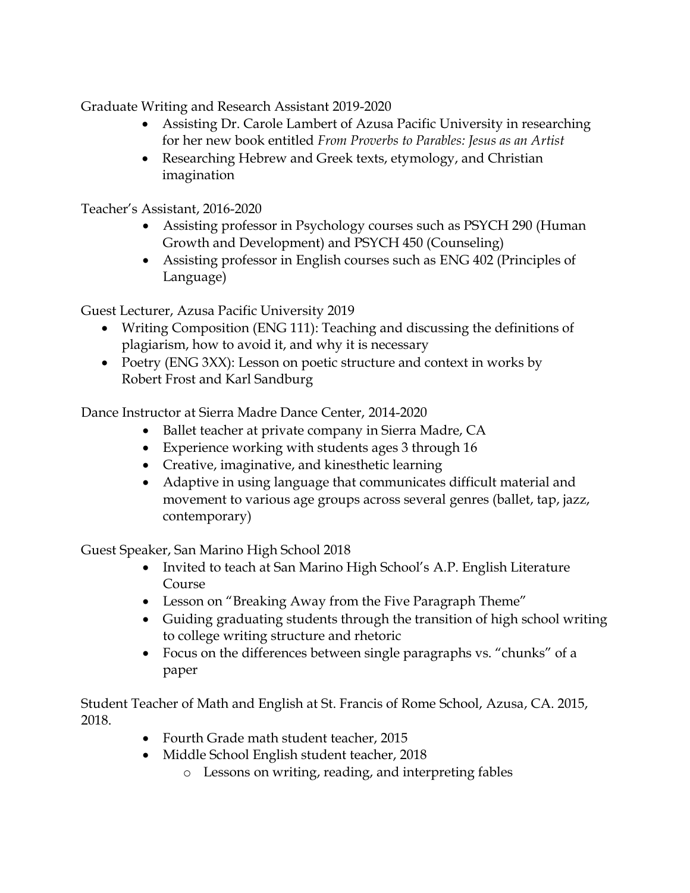Graduate Writing and Research Assistant 2019-2020

- Assisting Dr. Carole Lambert of Azusa Pacific University in researching for her new book entitled *From Proverbs to Parables: Jesus as an Artist*
- Researching Hebrew and Greek texts, etymology, and Christian imagination

Teacher's Assistant, 2016-2020

- Assisting professor in Psychology courses such as PSYCH 290 (Human Growth and Development) and PSYCH 450 (Counseling)
- Assisting professor in English courses such as ENG 402 (Principles of Language)

Guest Lecturer, Azusa Pacific University 2019

- Writing Composition (ENG 111): Teaching and discussing the definitions of plagiarism, how to avoid it, and why it is necessary
- Poetry (ENG 3XX): Lesson on poetic structure and context in works by Robert Frost and Karl Sandburg

Dance Instructor at Sierra Madre Dance Center, 2014-2020

- Ballet teacher at private company in Sierra Madre, CA
- Experience working with students ages 3 through 16
- Creative, imaginative, and kinesthetic learning
- Adaptive in using language that communicates difficult material and movement to various age groups across several genres (ballet, tap, jazz, contemporary)

Guest Speaker, San Marino High School 2018

- Invited to teach at San Marino High School's A.P. English Literature Course
- Lesson on "Breaking Away from the Five Paragraph Theme"
- Guiding graduating students through the transition of high school writing to college writing structure and rhetoric
- Focus on the differences between single paragraphs vs. "chunks" of a paper

Student Teacher of Math and English at St. Francis of Rome School, Azusa, CA. 2015, 2018.

- Fourth Grade math student teacher, 2015
- Middle School English student teacher, 2018
    - Lessons on writing, reading, and interpreting fables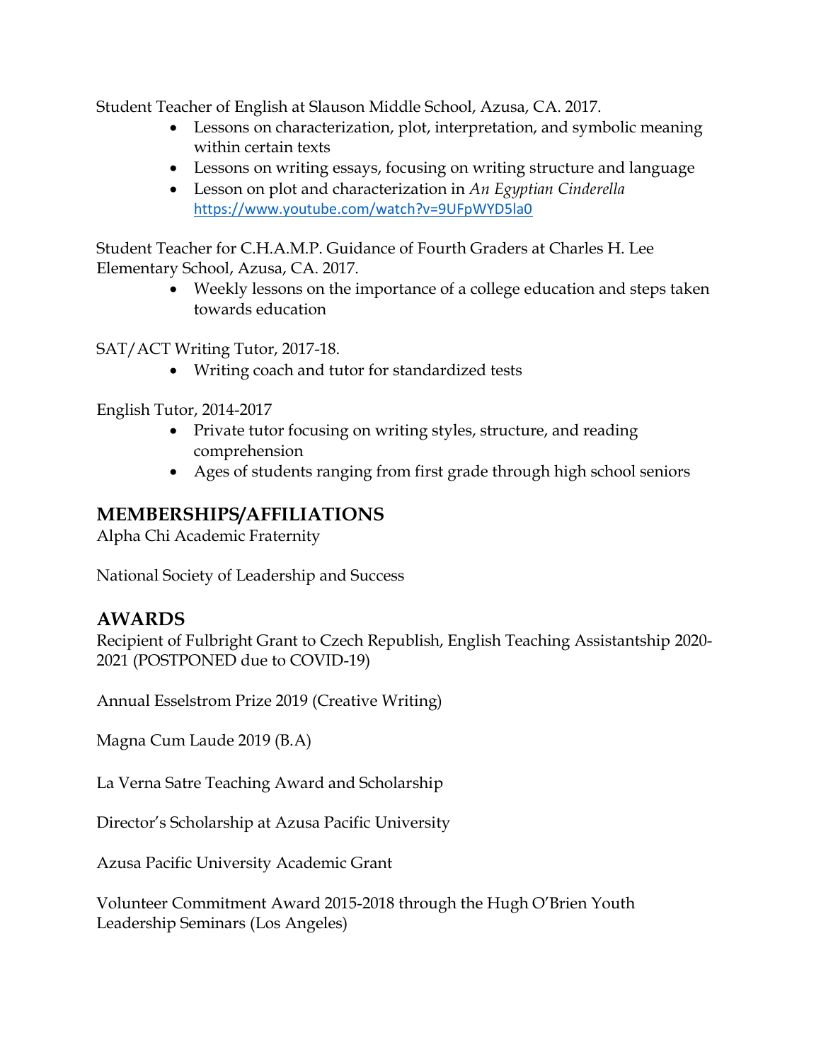Student Teacher of English at Slauson Middle School, Azusa, CA. 2017.

- Lessons on characterization, plot, interpretation, and symbolic meaning within certain texts
- Lessons on writing essays, focusing on writing structure and language
- Lesson on plot and characterization in *An Egyptian Cinderella* https://www.youtube.com/watch?v=9UFpWYD5la0

Student Teacher for C.H.A.M.P. Guidance of Fourth Graders at Charles H. Lee Elementary School, Azusa, CA. 2017.

- Weekly lessons on the importance of a college education and steps taken towards education

SAT/ACT Writing Tutor, 2017-18.

- Writing coach and tutor for standardized tests

English Tutor, 2014-2017

- Private tutor focusing on writing styles, structure, and reading comprehension
- Ages of students ranging from first grade through high school seniors

## MEMBERSHIPS/AFFILIATIONS

Alpha Chi Academic Fraternity

National Society of Leadership and Success

## AWARDS

Recipient of Fulbright Grant to Czech Republish, English Teaching Assistantship 2020-2021 (POSTPONED due to COVID-19)

Annual Esselstrom Prize 2019 (Creative Writing)

Magna Cum Laude 2019 (B.A)

La Verna Satre Teaching Award and Scholarship

Director's Scholarship at Azusa Pacific University

Azusa Pacific University Academic Grant

Volunteer Commitment Award 2015-2018 through the Hugh O'Brien Youth Leadership Seminars (Los Angeles)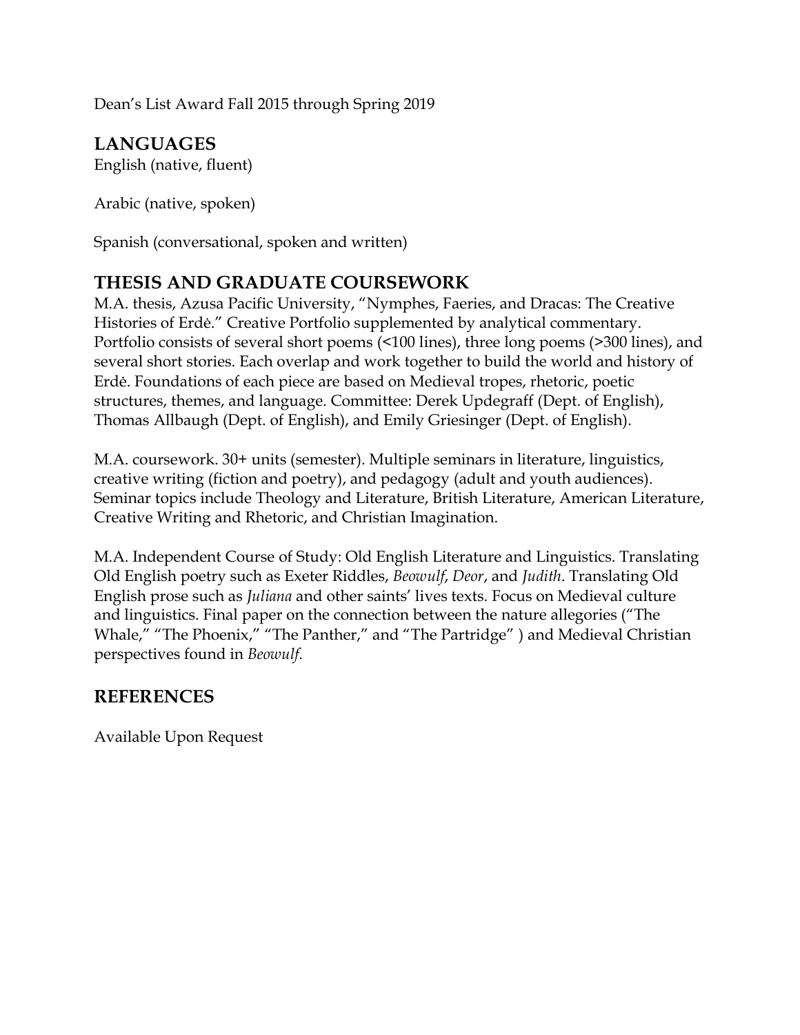Dean's List Award Fall 2015 through Spring 2019

## LANGUAGES

English (native, fluent)

Arabic (native, spoken)

Spanish (conversational, spoken and written)

## THESIS AND GRADUATE COURSEWORK

M.A. thesis, Azusa Pacific University, "Nymphes, Faeries, and Dracas: The Creative Histories of Erdė." Creative Portfolio supplemented by analytical commentary. Portfolio consists of several short poems (<100 lines), three long poems (>300 lines), and several short stories. Each overlap and work together to build the world and history of Erdė. Foundations of each piece are based on Medieval tropes, rhetoric, poetic structures, themes, and language. Committee: Derek Updegraff (Dept. of English), Thomas Allbaugh (Dept. of English), and Emily Griesinger (Dept. of English).

M.A. coursework. 30+ units (semester). Multiple seminars in literature, linguistics, creative writing (fiction and poetry), and pedagogy (adult and youth audiences). Seminar topics include Theology and Literature, British Literature, American Literature, Creative Writing and Rhetoric, and Christian Imagination.

M.A. Independent Course of Study: Old English Literature and Linguistics. Translating Old English poetry such as Exeter Riddles, *Beowulf*, *Deor*, and *Judith*. Translating Old English prose such as *Juliana* and other saints' lives texts. Focus on Medieval culture and linguistics. Final paper on the connection between the nature allegories ("The Whale," "The Phoenix," "The Panther," and "The Partridge" ) and Medieval Christian perspectives found in *Beowulf*.

## REFERENCES

Available Upon Request